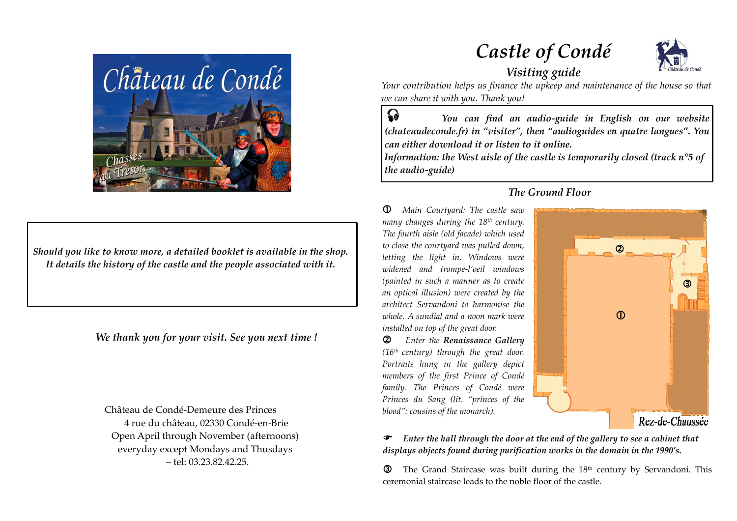Should you like to know more, a detailed booklet is available in the shop. It details the history of the castle and the people associated with it.

*We thank you for your visit. See you next time !*

Château de Condé-Demeure des Princes
4 rue du château, 02330 Condé-en-Brie
Open April through November (afternoons)
everyday except Mondays and Thusdays
– tel: 03.23.82.42.25.

# *Castle of Condé*

## *Visiting guide*

*Your contribution helps us finance the upkeep and maintenance of the house so that we can share it with you. Thank you!*

***You can find an audio-guide in English on our website (chateaudeconde.fr) in "visiter", then "audioguides en quatre langues". You can either download it or listen to it online.***
***Information: the West aisle of the castle is temporarily closed (track n°5 of the audio-guide)***

### *The Ground Floor*

① *Main Courtyard: The castle saw many changes during the 18th century. The fourth aisle (old facade) which used to close the courtyard was pulled down, letting the light in. Windows were widened and trompe-l'oeil windows (painted in such a manner as to create an optical illusion) were created by the architect Servandoni to harmonise the whole. A sundial and a noon mark were installed on top of the great door.*

② *Enter the* ***Renaissance Gallery*** *(16th century) through the great door. Portraits hung in the gallery depict members of the first Prince of Condé family. The Princes of Condé were Princes du Sang (lit. "princes of the blood": cousins of the monarch).*

Rez-de-Chaussée

☛ ***Enter the hall through the door at the end of the gallery to see a cabinet that displays objects found during purification works in the domain in the 1990's.***

③ The Grand Staircase was built during the 18th century by Servandoni. This ceremonial staircase leads to the noble floor of the castle.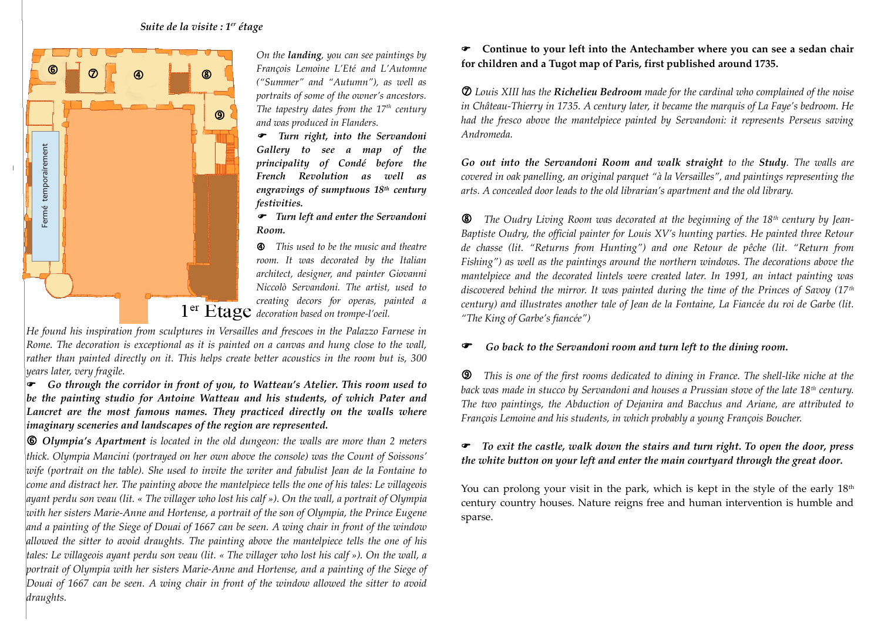*Suite de la visite : 1[er] étage*

⑥ ⑦ ④ ⑧ ⑨

Fermé temporairement

1[er] Etage

*On the **landing**, you can see paintings by François Lemoine L'Eté and L'Automne ("Summer" and "Autumn"), as well as portraits of some of the owner's ancestors. The tapestry dates from the 17[th] century and was produced in Flanders.*

☛ ***Turn right, into the Servandoni Gallery to see a map of the principality of Condé before the French Revolution as well as engravings of sumptuous 18[th] century festivities.***

☛ ***Turn left and enter the Servandoni Room.***

④ *This used to be the music and theatre room. It was decorated by the Italian architect, designer, and painter Giovanni Niccolò Servandoni. The artist, used to creating decors for operas, painted a decoration based on trompe-l'oeil.*

*He found his inspiration from sculptures in Versailles and frescoes in the Palazzo Farnese in Rome. The decoration is exceptional as it is painted on a canvas and hung close to the wall, rather than painted directly on it. This helps create better acoustics in the room but is, 300 years later, very fragile.*

☛ ***Go through the corridor in front of you, to Watteau's Atelier. This room used to be the painting studio for Antoine Watteau and his students, of which Pater and Lancret are the most famous names. They practiced directly on the walls where imaginary sceneries and landscapes of the region are represented.***

⑥ ***Olympia's Apartment*** *is located in the old dungeon: the walls are more than 2 meters thick. Olympia Mancini (portrayed on her own above the console) was the Count of Soissons' wife (portrait on the table). She used to invite the writer and fabulist Jean de la Fontaine to come and distract her. The painting above the mantelpiece tells the one of his tales: Le villageois ayant perdu son veau (lit. « The villager who lost his calf »). On the wall, a portrait of Olympia with her sisters Marie-Anne and Hortense, a portrait of the son of Olympia, the Prince Eugene and a painting of the Siege of Douai of 1667 can be seen. A wing chair in front of the window allowed the sitter to avoid draughts. The painting above the mantelpiece tells the one of his tales: Le villageois ayant perdu son veau (lit. « The villager who lost his calf »). On the wall, a portrait of Olympia with her sisters Marie-Anne and Hortense, and a painting of the Siege of Douai of 1667 can be seen. A wing chair in front of the window allowed the sitter to avoid draughts.*

☛ **Continue to your left into the Antechamber where you can see a sedan chair for children and a Tugot map of Paris, first published around 1735.**

⑦ *Louis XIII has the **Richelieu Bedroom** made for the cardinal who complained of the noise in Château-Thierry in 1735. A century later, it became the marquis of La Faye's bedroom. He had the fresco above the mantelpiece painted by Servandoni: it represents Perseus saving Andromeda.*

***Go out into the Servandoni Room and walk straight*** *to the **Study**. The walls are covered in oak panelling, an original parquet "à la Versailles", and paintings representing the arts. A concealed door leads to the old librarian's apartment and the old library.*

⑧ *The Oudry Living Room was decorated at the beginning of the 18[th] century by Jean-Baptiste Oudry, the official painter for Louis XV's hunting parties. He painted three Retour de chasse (lit. "Returns from Hunting") and one Retour de pêche (lit. "Return from Fishing") as well as the paintings around the northern windows. The decorations above the mantelpiece and the decorated lintels were created later. In 1991, an intact painting was discovered behind the mirror. It was painted during the time of the Princes of Savoy (17[th] century) and illustrates another tale of Jean de la Fontaine, La Fiancée du roi de Garbe (lit. "The King of Garbe's fiancée")*

☛ ***Go back to the Servandoni room and turn left to the dining room.***

⑨ *This is one of the first rooms dedicated to dining in France. The shell-like niche at the back was made in stucco by Servandoni and houses a Prussian stove of the late 18[th] century. The two paintings, the Abduction of Dejanira and Bacchus and Ariane, are attributed to François Lemoine and his students, in which probably a young François Boucher.*

☛ ***To exit the castle, walk down the stairs and turn right. To open the door, press the white button on your left and enter the main courtyard through the great door.***

You can prolong your visit in the park, which is kept in the style of the early 18[th] century country houses. Nature reigns free and human intervention is humble and sparse.